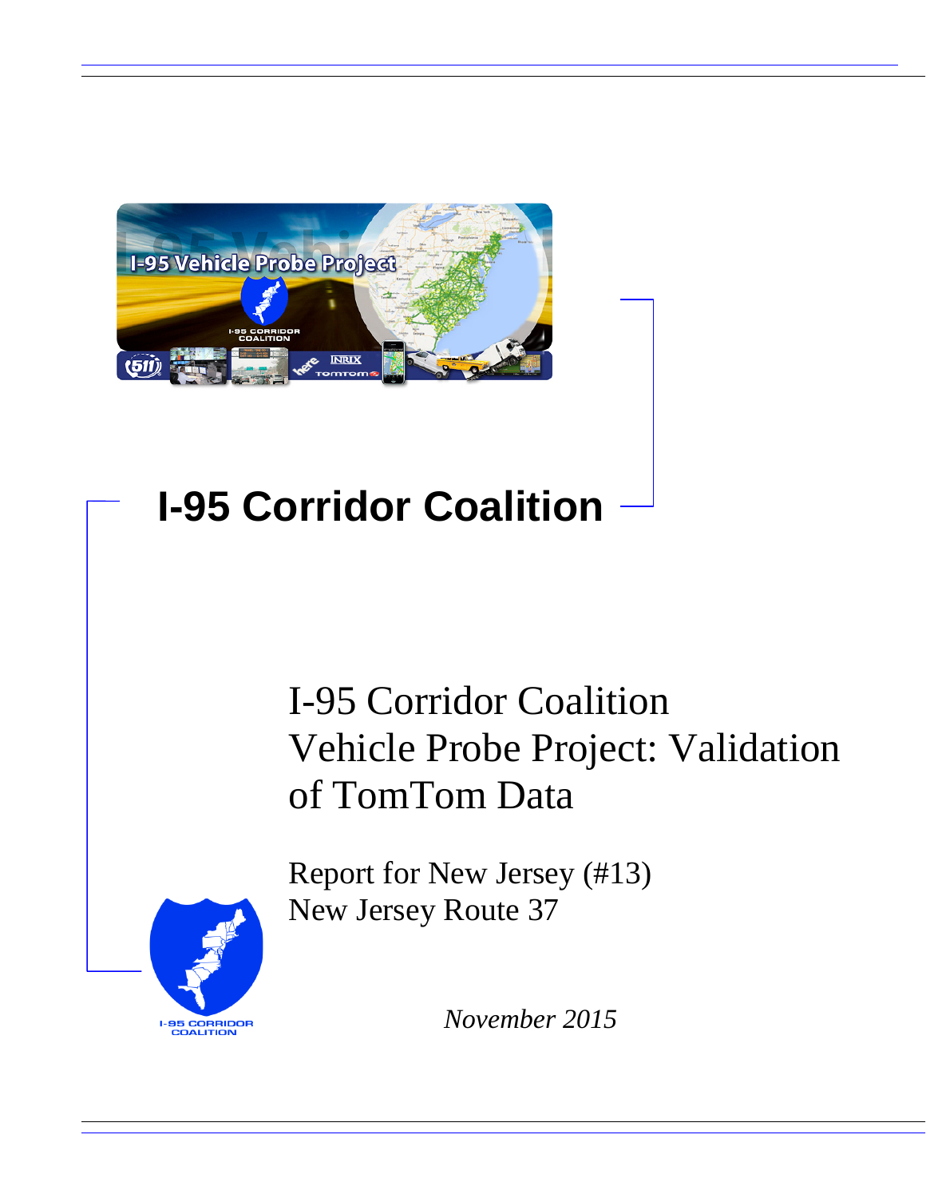# I-95 Corridor Coalition

## I-95 Corridor Coalition Vehicle Probe Project: Validation of TomTom Data

Report for New Jersey (#13)
New Jersey Route 37

*November 2015*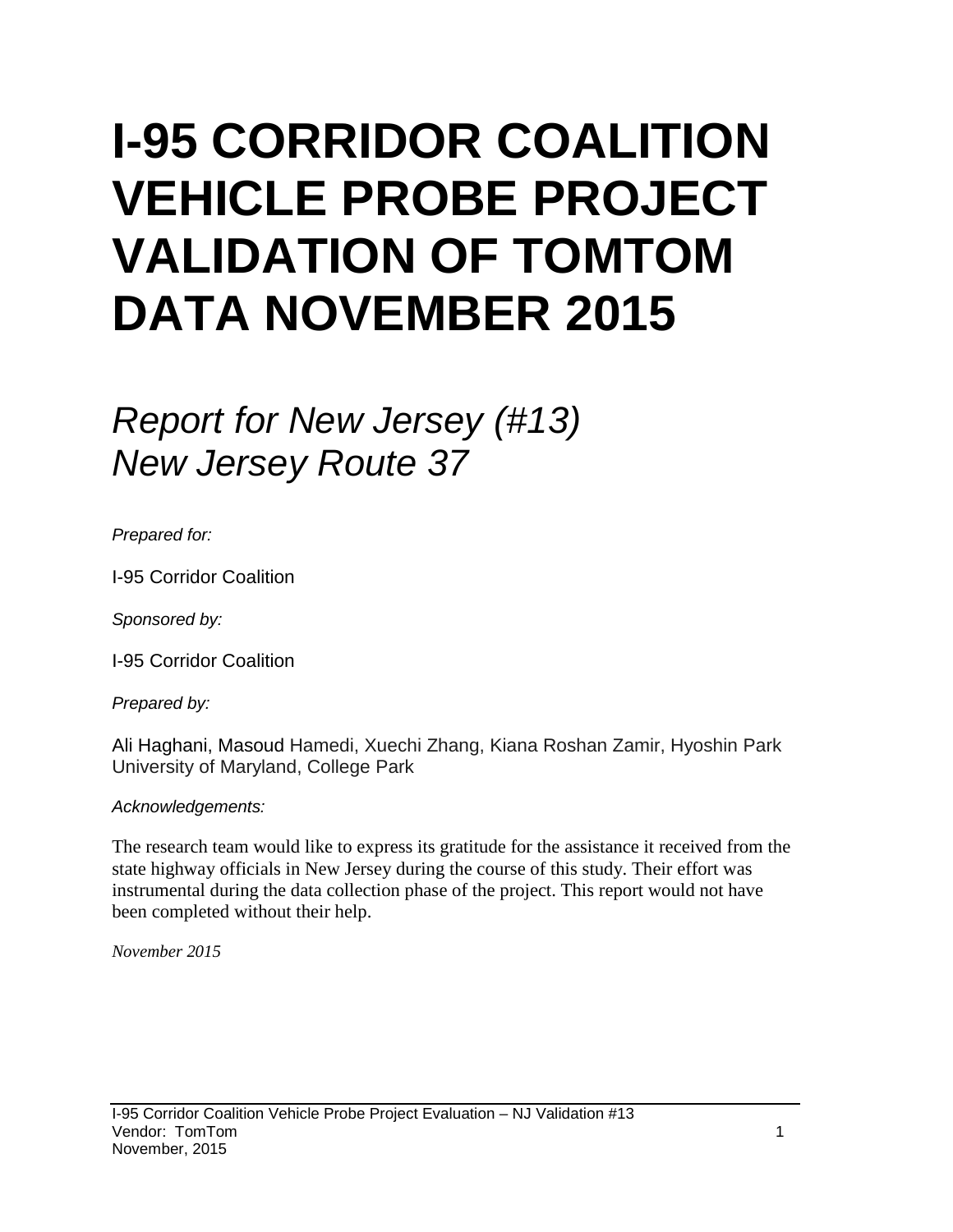# I-95 CORRIDOR COALITION VEHICLE PROBE PROJECT VALIDATION OF TOMTOM DATA NOVEMBER 2015

## *Report for New Jersey (#13)*
## *New Jersey Route 37*

*Prepared for:*

I-95 Corridor Coalition

*Sponsored by:*

I-95 Corridor Coalition

*Prepared by:*

Ali Haghani, Masoud Hamedi, Xuechi Zhang, Kiana Roshan Zamir, Hyoshin Park
University of Maryland, College Park

*Acknowledgements:*

The research team would like to express its gratitude for the assistance it received from the state highway officials in New Jersey during the course of this study. Their effort was instrumental during the data collection phase of the project. This report would not have been completed without their help.

*November 2015*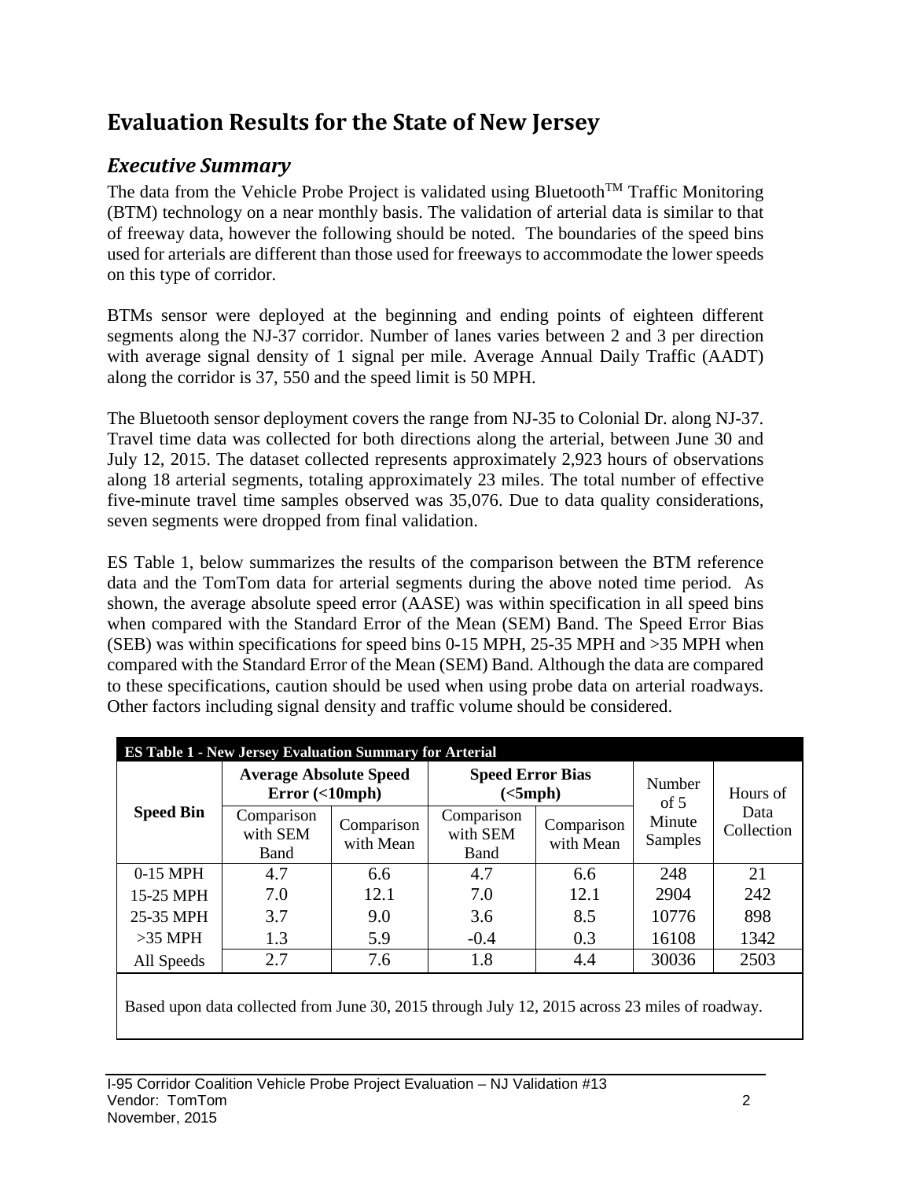# Evaluation Results for the State of New Jersey

## *Executive Summary*

The data from the Vehicle Probe Project is validated using Bluetooth[TM] Traffic Monitoring (BTM) technology on a near monthly basis. The validation of arterial data is similar to that of freeway data, however the following should be noted. The boundaries of the speed bins used for arterials are different than those used for freeways to accommodate the lower speeds on this type of corridor.

BTMs sensor were deployed at the beginning and ending points of eighteen different segments along the NJ-37 corridor. Number of lanes varies between 2 and 3 per direction with average signal density of 1 signal per mile. Average Annual Daily Traffic (AADT) along the corridor is 37, 550 and the speed limit is 50 MPH.

The Bluetooth sensor deployment covers the range from NJ-35 to Colonial Dr. along NJ-37. Travel time data was collected for both directions along the arterial, between June 30 and July 12, 2015. The dataset collected represents approximately 2,923 hours of observations along 18 arterial segments, totaling approximately 23 miles. The total number of effective five-minute travel time samples observed was 35,076. Due to data quality considerations, seven segments were dropped from final validation.

ES Table 1, below summarizes the results of the comparison between the BTM reference data and the TomTom data for arterial segments during the above noted time period. As shown, the average absolute speed error (AASE) was within specification in all speed bins when compared with the Standard Error of the Mean (SEM) Band. The Speed Error Bias (SEB) was within specifications for speed bins 0-15 MPH, 25-35 MPH and >35 MPH when compared with the Standard Error of the Mean (SEM) Band. Although the data are compared to these specifications, caution should be used when using probe data on arterial roadways. Other factors including signal density and traffic volume should be considered.

**ES Table 1 - New Jersey Evaluation Summary for Arterial**

| Speed Bin | Average Absolute Speed Error (<10mph) | | Speed Error Bias (<5mph) | | Number of 5 Minute Samples | Hours of Data Collection |
|---|---|---|---|---|---|---|
| | Comparison with SEM Band | Comparison with Mean | Comparison with SEM Band | Comparison with Mean | | |
| 0-15 MPH | 4.7 | 6.6 | 4.7 | 6.6 | 248 | 21 |
| 15-25 MPH | 7.0 | 12.1 | 7.0 | 12.1 | 2904 | 242 |
| 25-35 MPH | 3.7 | 9.0 | 3.6 | 8.5 | 10776 | 898 |
| >35 MPH | 1.3 | 5.9 | -0.4 | 0.3 | 16108 | 1342 |
| All Speeds | 2.7 | 7.6 | 1.8 | 4.4 | 30036 | 2503 |

Based upon data collected from June 30, 2015 through July 12, 2015 across 23 miles of roadway.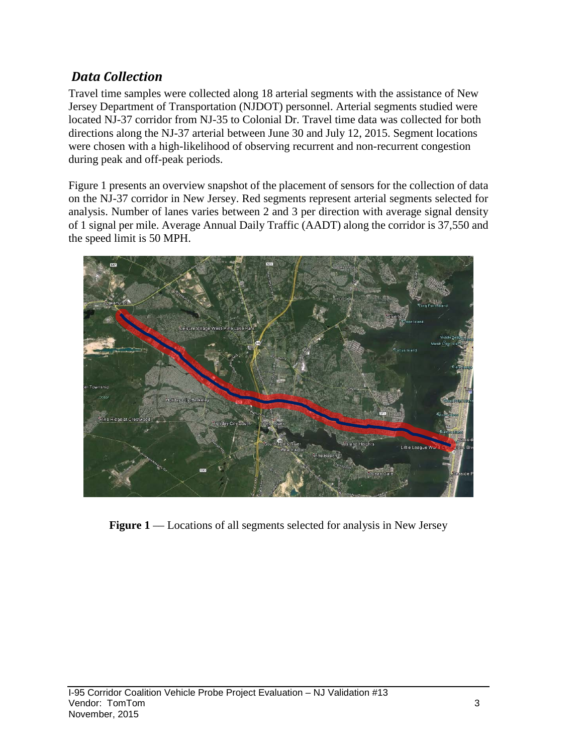## *Data Collection*

Travel time samples were collected along 18 arterial segments with the assistance of New Jersey Department of Transportation (NJDOT) personnel. Arterial segments studied were located NJ-37 corridor from NJ-35 to Colonial Dr. Travel time data was collected for both directions along the NJ-37 arterial between June 30 and July 12, 2015. Segment locations were chosen with a high-likelihood of observing recurrent and non-recurrent congestion during peak and off-peak periods.

Figure 1 presents an overview snapshot of the placement of sensors for the collection of data on the NJ-37 corridor in New Jersey. Red segments represent arterial segments selected for analysis. Number of lanes varies between 2 and 3 per direction with average signal density of 1 signal per mile. Average Annual Daily Traffic (AADT) along the corridor is 37,550 and the speed limit is 50 MPH.

**Figure 1** — Locations of all segments selected for analysis in New Jersey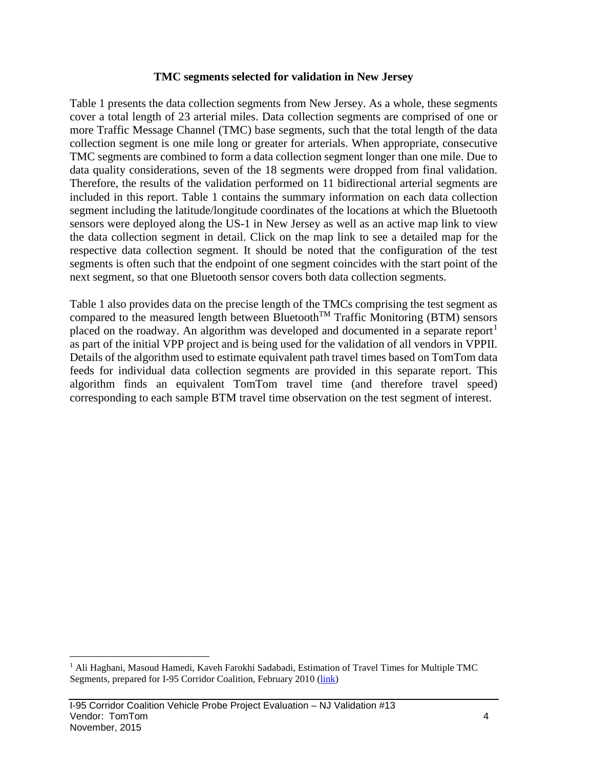### TMC segments selected for validation in New Jersey

Table 1 presents the data collection segments from New Jersey. As a whole, these segments cover a total length of 23 arterial miles. Data collection segments are comprised of one or more Traffic Message Channel (TMC) base segments, such that the total length of the data collection segment is one mile long or greater for arterials. When appropriate, consecutive TMC segments are combined to form a data collection segment longer than one mile. Due to data quality considerations, seven of the 18 segments were dropped from final validation. Therefore, the results of the validation performed on 11 bidirectional arterial segments are included in this report. Table 1 contains the summary information on each data collection segment including the latitude/longitude coordinates of the locations at which the Bluetooth sensors were deployed along the US-1 in New Jersey as well as an active map link to view the data collection segment in detail. Click on the map link to see a detailed map for the respective data collection segment. It should be noted that the configuration of the test segments is often such that the endpoint of one segment coincides with the start point of the next segment, so that one Bluetooth sensor covers both data collection segments.

Table 1 also provides data on the precise length of the TMCs comprising the test segment as compared to the measured length between Bluetooth™ Traffic Monitoring (BTM) sensors placed on the roadway. An algorithm was developed and documented in a separate report[1] as part of the initial VPP project and is being used for the validation of all vendors in VPPII. Details of the algorithm used to estimate equivalent path travel times based on TomTom data feeds for individual data collection segments are provided in this separate report. This algorithm finds an equivalent TomTom travel time (and therefore travel speed) corresponding to each sample BTM travel time observation on the test segment of interest.

---

[1] Ali Haghani, Masoud Hamedi, Kaveh Farokhi Sadabadi, Estimation of Travel Times for Multiple TMC Segments, prepared for I-95 Corridor Coalition, February 2010 (link)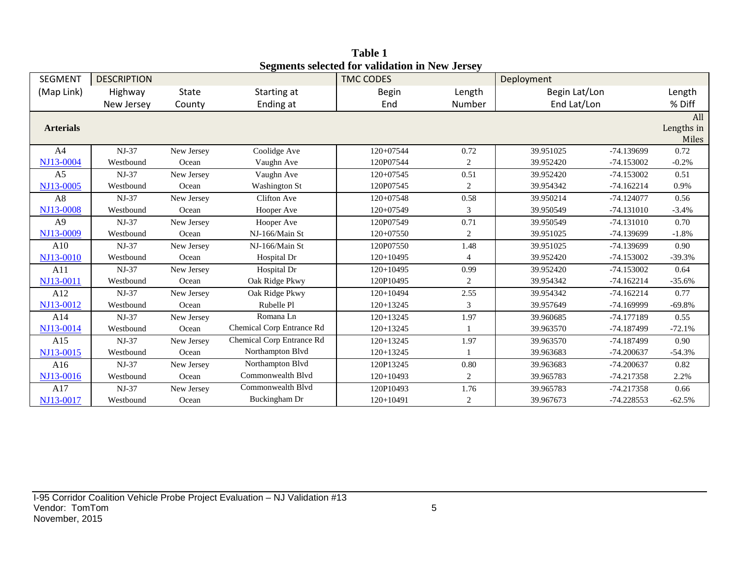**Table 1**
**Segments selected for validation in New Jersey**

| SEGMENT | DESCRIPTION | | | TMC CODES | | Deployment | | |
|---|---|---|---|---|---|---|---|---|
| (Map Link) | Highway<br>New Jersey | State<br>County | Starting at<br>Ending at | Begin<br>End | Length<br>Number | Begin Lat/Lon<br>End Lat/Lon | | Length<br>% Diff |
| **Arterials** | | | | | | | | All Lengths in Miles |
| A4<br>NJ13-0004 | NJ-37<br>Westbound | New Jersey<br>Ocean | Coolidge Ave<br>Vaughn Ave | 120+07544<br>120P07544 | 0.72<br>2 | 39.951025<br>39.952420 | -74.139699<br>-74.153002 | 0.72<br>-0.2% |
| A5<br>NJ13-0005 | NJ-37<br>Westbound | New Jersey<br>Ocean | Vaughn Ave<br>Washington St | 120+07545<br>120P07545 | 0.51<br>2 | 39.952420<br>39.954342 | -74.153002<br>-74.162214 | 0.51<br>0.9% |
| A8<br>NJ13-0008 | NJ-37<br>Westbound | New Jersey<br>Ocean | Clifton Ave<br>Hooper Ave | 120+07548<br>120+07549 | 0.58<br>3 | 39.950214<br>39.950549 | -74.124077<br>-74.131010 | 0.56<br>-3.4% |
| A9<br>NJ13-0009 | NJ-37<br>Westbound | New Jersey<br>Ocean | Hooper Ave<br>NJ-166/Main St | 120P07549<br>120+07550 | 0.71<br>2 | 39.950549<br>39.951025 | -74.131010<br>-74.139699 | 0.70<br>-1.8% |
| A10<br>NJ13-0010 | NJ-37<br>Westbound | New Jersey<br>Ocean | NJ-166/Main St<br>Hospital Dr | 120P07550<br>120+10495 | 1.48<br>4 | 39.951025<br>39.952420 | -74.139699<br>-74.153002 | 0.90<br>-39.3% |
| A11<br>NJ13-0011 | NJ-37<br>Westbound | New Jersey<br>Ocean | Hospital Dr<br>Oak Ridge Pkwy | 120+10495<br>120P10495 | 0.99<br>2 | 39.952420<br>39.954342 | -74.153002<br>-74.162214 | 0.64<br>-35.6% |
| A12<br>NJ13-0012 | NJ-37<br>Westbound | New Jersey<br>Ocean | Oak Ridge Pkwy<br>Rubelle Pl | 120+10494<br>120+13245 | 2.55<br>3 | 39.954342<br>39.957649 | -74.162214<br>-74.169999 | 0.77<br>-69.8% |
| A14<br>NJ13-0014 | NJ-37<br>Westbound | New Jersey<br>Ocean | Romana Ln<br>Chemical Corp Entrance Rd | 120+13245<br>120+13245 | 1.97<br>1 | 39.960685<br>39.963570 | -74.177189<br>-74.187499 | 0.55<br>-72.1% |
| A15<br>NJ13-0015 | NJ-37<br>Westbound | New Jersey<br>Ocean | Chemical Corp Entrance Rd<br>Northampton Blvd | 120+13245<br>120+13245 | 1.97<br>1 | 39.963570<br>39.963683 | -74.187499<br>-74.200637 | 0.90<br>-54.3% |
| A16<br>NJ13-0016 | NJ-37<br>Westbound | New Jersey<br>Ocean | Northampton Blvd<br>Commonwealth Blvd | 120P13245<br>120+10493 | 0.80<br>2 | 39.963683<br>39.965783 | -74.200637<br>-74.217358 | 0.82<br>2.2% |
| A17<br>NJ13-0017 | NJ-37<br>Westbound | New Jersey<br>Ocean | Commonwealth Blvd<br>Buckingham Dr | 120P10493<br>120+10491 | 1.76<br>2 | 39.965783<br>39.967673 | -74.217358<br>-74.228553 | 0.66<br>-62.5% |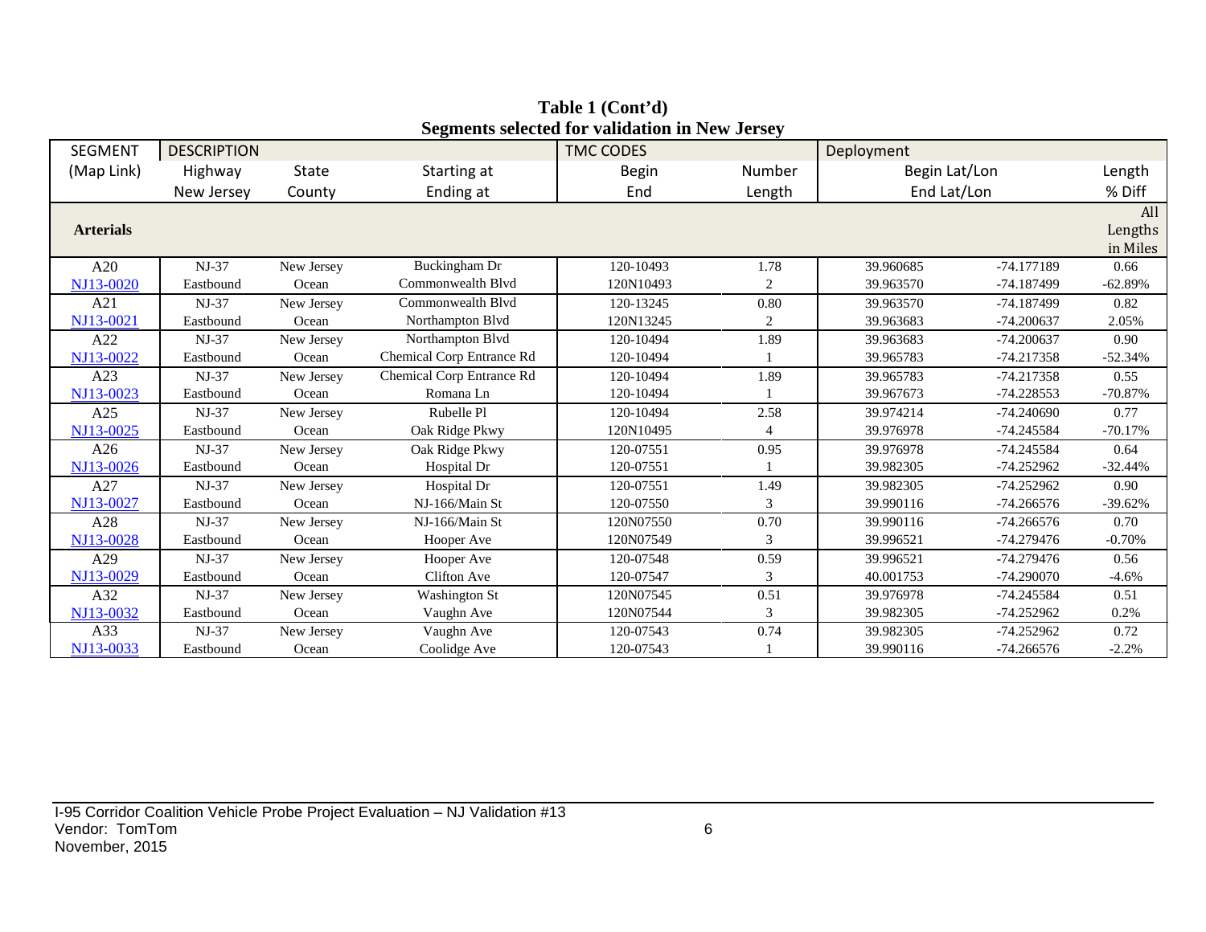**Table 1 (Cont'd)**
**Segments selected for validation in New Jersey**

| SEGMENT | DESCRIPTION | | | TMC CODES | | Deployment | | |
|---|---|---|---|---|---|---|---|---|
| (Map Link) | Highway<br>New Jersey | State<br>County | Starting at<br>Ending at | Begin<br>End | Number<br>Length | Begin Lat/Lon<br>End Lat/Lon | | Length<br>% Diff |
| **Arterials** | | | | | | | | All Lengths in Miles |
| A20<br>NJ13-0020 | NJ-37<br>Eastbound | New Jersey<br>Ocean | Buckingham Dr<br>Commonwealth Blvd | 120-10493<br>120N10493 | 1.78<br>2 | 39.960685<br>39.963570 | -74.177189<br>-74.187499 | 0.66<br>-62.89% |
| A21<br>NJ13-0021 | NJ-37<br>Eastbound | New Jersey<br>Ocean | Commonwealth Blvd<br>Northampton Blvd | 120-13245<br>120N13245 | 0.80<br>2 | 39.963570<br>39.963683 | -74.187499<br>-74.200637 | 0.82<br>2.05% |
| A22<br>NJ13-0022 | NJ-37<br>Eastbound | New Jersey<br>Ocean | Northampton Blvd<br>Chemical Corp Entrance Rd | 120-10494<br>120-10494 | 1.89<br>1 | 39.963683<br>39.965783 | -74.200637<br>-74.217358 | 0.90<br>-52.34% |
| A23<br>NJ13-0023 | NJ-37<br>Eastbound | New Jersey<br>Ocean | Chemical Corp Entrance Rd<br>Romana Ln | 120-10494<br>120-10494 | 1.89<br>1 | 39.965783<br>39.967673 | -74.217358<br>-74.228553 | 0.55<br>-70.87% |
| A25<br>NJ13-0025 | NJ-37<br>Eastbound | New Jersey<br>Ocean | Rubelle Pl<br>Oak Ridge Pkwy | 120-10494<br>120N10495 | 2.58<br>4 | 39.974214<br>39.976978 | -74.240690<br>-74.245584 | 0.77<br>-70.17% |
| A26<br>NJ13-0026 | NJ-37<br>Eastbound | New Jersey<br>Ocean | Oak Ridge Pkwy<br>Hospital Dr | 120-07551<br>120-07551 | 0.95<br>1 | 39.976978<br>39.982305 | -74.245584<br>-74.252962 | 0.64<br>-32.44% |
| A27<br>NJ13-0027 | NJ-37<br>Eastbound | New Jersey<br>Ocean | Hospital Dr<br>NJ-166/Main St | 120-07551<br>120-07550 | 1.49<br>3 | 39.982305<br>39.990116 | -74.252962<br>-74.266576 | 0.90<br>-39.62% |
| A28<br>NJ13-0028 | NJ-37<br>Eastbound | New Jersey<br>Ocean | NJ-166/Main St<br>Hooper Ave | 120N07550<br>120N07549 | 0.70<br>3 | 39.990116<br>39.996521 | -74.266576<br>-74.279476 | 0.70<br>-0.70% |
| A29<br>NJ13-0029 | NJ-37<br>Eastbound | New Jersey<br>Ocean | Hooper Ave<br>Clifton Ave | 120-07548<br>120-07547 | 0.59<br>3 | 39.996521<br>40.001753 | -74.279476<br>-74.290070 | 0.56<br>-4.6% |
| A32<br>NJ13-0032 | NJ-37<br>Eastbound | New Jersey<br>Ocean | Washington St<br>Vaughn Ave | 120N07545<br>120N07544 | 0.51<br>3 | 39.976978<br>39.982305 | -74.245584<br>-74.252962 | 0.51<br>0.2% |
| A33<br>NJ13-0033 | NJ-37<br>Eastbound | New Jersey<br>Ocean | Vaughn Ave<br>Coolidge Ave | 120-07543<br>120-07543 | 0.74<br>1 | 39.982305<br>39.990116 | -74.252962<br>-74.266576 | 0.72<br>-2.2% |

I-95 Corridor Coalition Vehicle Probe Project Evaluation – NJ Validation #13
Vendor: TomTom
November, 2015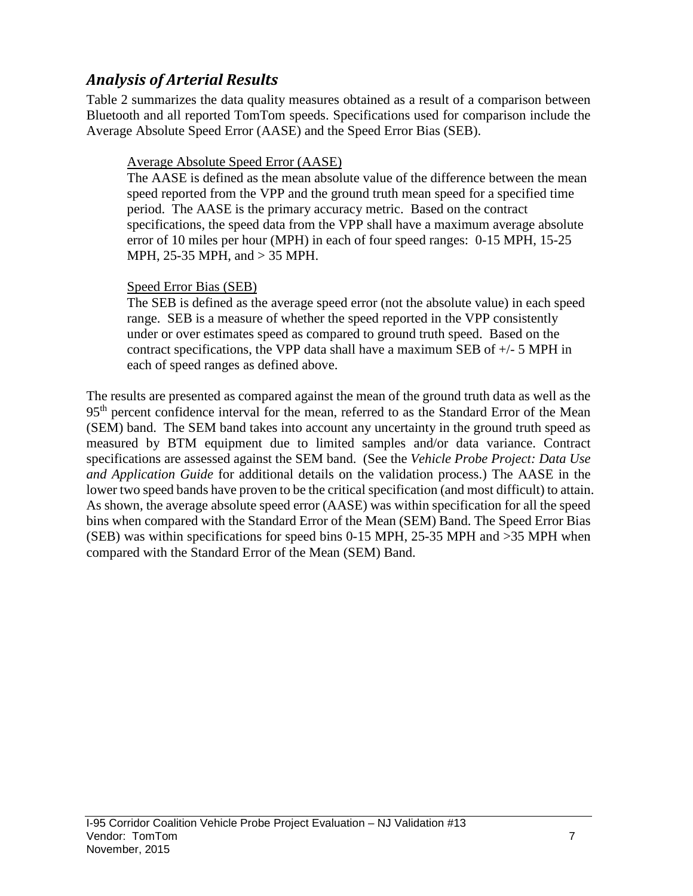## *Analysis of Arterial Results*

Table 2 summarizes the data quality measures obtained as a result of a comparison between Bluetooth and all reported TomTom speeds. Specifications used for comparison include the Average Absolute Speed Error (AASE) and the Speed Error Bias (SEB).

> Average Absolute Speed Error (AASE)
>
> The AASE is defined as the mean absolute value of the difference between the mean speed reported from the VPP and the ground truth mean speed for a specified time period. The AASE is the primary accuracy metric. Based on the contract specifications, the speed data from the VPP shall have a maximum average absolute error of 10 miles per hour (MPH) in each of four speed ranges: 0-15 MPH, 15-25 MPH, 25-35 MPH, and > 35 MPH.
>
> Speed Error Bias (SEB)
>
> The SEB is defined as the average speed error (not the absolute value) in each speed range. SEB is a measure of whether the speed reported in the VPP consistently under or over estimates speed as compared to ground truth speed. Based on the contract specifications, the VPP data shall have a maximum SEB of +/- 5 MPH in each of speed ranges as defined above.

The results are presented as compared against the mean of the ground truth data as well as the 95th percent confidence interval for the mean, referred to as the Standard Error of the Mean (SEM) band. The SEM band takes into account any uncertainty in the ground truth speed as measured by BTM equipment due to limited samples and/or data variance. Contract specifications are assessed against the SEM band. (See the *Vehicle Probe Project: Data Use and Application Guide* for additional details on the validation process.) The AASE in the lower two speed bands have proven to be the critical specification (and most difficult) to attain. As shown, the average absolute speed error (AASE) was within specification for all the speed bins when compared with the Standard Error of the Mean (SEM) Band. The Speed Error Bias (SEB) was within specifications for speed bins 0-15 MPH, 25-35 MPH and >35 MPH when compared with the Standard Error of the Mean (SEM) Band.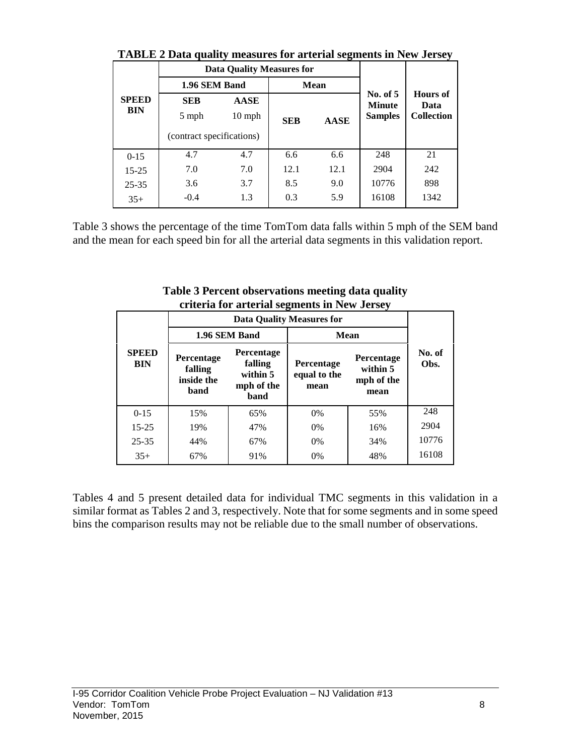**TABLE 2 Data quality measures for arterial segments in New Jersey**

| SPEED BIN | Data Quality Measures for | | | | No. of 5 Minute Samples | Hours of Data Collection |
|---|---|---|---|---|---|---|
| | 1.96 SEM Band | | Mean | | | |
| | SEB 5 mph (contract specifications) | AASE 10 mph (contract specifications) | SEB | AASE | | |
| 0-15 | 4.7 | 4.7 | 6.6 | 6.6 | 248 | 21 |
| 15-25 | 7.0 | 7.0 | 12.1 | 12.1 | 2904 | 242 |
| 25-35 | 3.6 | 3.7 | 8.5 | 9.0 | 10776 | 898 |
| 35+ | -0.4 | 1.3 | 0.3 | 5.9 | 16108 | 1342 |

Table 3 shows the percentage of the time TomTom data falls within 5 mph of the SEM band and the mean for each speed bin for all the arterial data segments in this validation report.

**Table 3 Percent observations meeting data quality criteria for arterial segments in New Jersey**

| SPEED BIN | Data Quality Measures for | | | | No. of Obs. |
|---|---|---|---|---|---|
| | 1.96 SEM Band | | Mean | | |
| | Percentage falling inside the band | Percentage falling within 5 mph of the band | Percentage equal to the mean | Percentage within 5 mph of the mean | |
| 0-15 | 15% | 65% | 0% | 55% | 248 |
| 15-25 | 19% | 47% | 0% | 16% | 2904 |
| 25-35 | 44% | 67% | 0% | 34% | 10776 |
| 35+ | 67% | 91% | 0% | 48% | 16108 |

Tables 4 and 5 present detailed data for individual TMC segments in this validation in a similar format as Tables 2 and 3, respectively. Note that for some segments and in some speed bins the comparison results may not be reliable due to the small number of observations.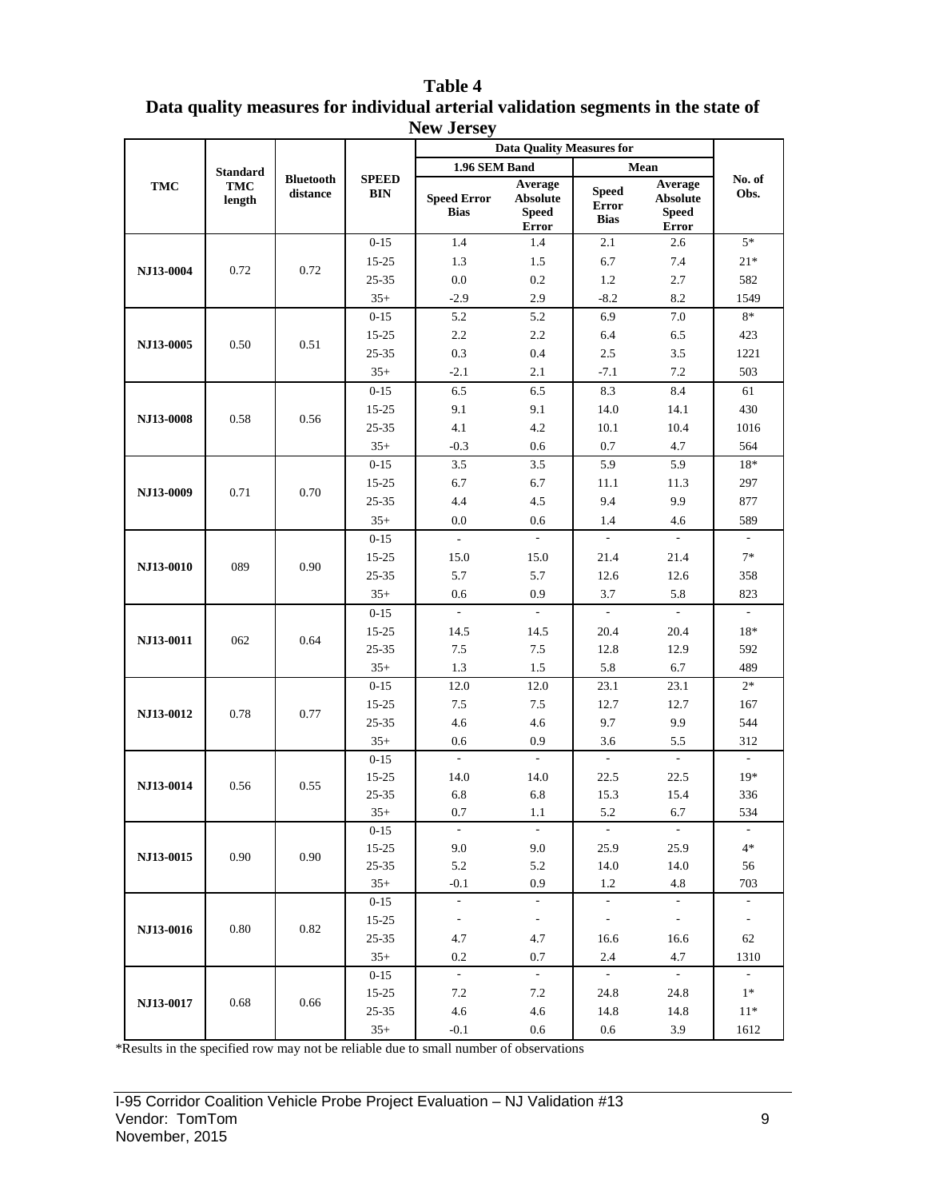**Table 4**
**Data quality measures for individual arterial validation segments in the state of New Jersey**

| TMC | Standard TMC length | Bluetooth distance | SPEED BIN | Data Quality Measures for | | | | No. of Obs. |
|---|---|---|---|---|---|---|---|---|
| | | | | 1.96 SEM Band | | Mean | | |
| | | | | Speed Error Bias | Average Absolute Speed Error | Speed Error Bias | Average Absolute Speed Error | |
| NJ13-0004 | 0.72 | 0.72 | 0-15 | 1.4 | 1.4 | 2.1 | 2.6 | 5* |
| | | | 15-25 | 1.3 | 1.5 | 6.7 | 7.4 | 21* |
| | | | 25-35 | 0.0 | 0.2 | 1.2 | 2.7 | 582 |
| | | | 35+ | -2.9 | 2.9 | -8.2 | 8.2 | 1549 |
| NJ13-0005 | 0.50 | 0.51 | 0-15 | 5.2 | 5.2 | 6.9 | 7.0 | 8* |
| | | | 15-25 | 2.2 | 2.2 | 6.4 | 6.5 | 423 |
| | | | 25-35 | 0.3 | 0.4 | 2.5 | 3.5 | 1221 |
| | | | 35+ | -2.1 | 2.1 | -7.1 | 7.2 | 503 |
| NJ13-0008 | 0.58 | 0.56 | 0-15 | 6.5 | 6.5 | 8.3 | 8.4 | 61 |
| | | | 15-25 | 9.1 | 9.1 | 14.0 | 14.1 | 430 |
| | | | 25-35 | 4.1 | 4.2 | 10.1 | 10.4 | 1016 |
| | | | 35+ | -0.3 | 0.6 | 0.7 | 4.7 | 564 |
| NJ13-0009 | 0.71 | 0.70 | 0-15 | 3.5 | 3.5 | 5.9 | 5.9 | 18* |
| | | | 15-25 | 6.7 | 6.7 | 11.1 | 11.3 | 297 |
| | | | 25-35 | 4.4 | 4.5 | 9.4 | 9.9 | 877 |
| | | | 35+ | 0.0 | 0.6 | 1.4 | 4.6 | 589 |
| NJ13-0010 | 089 | 0.90 | 0-15 | - | - | - | - | - |
| | | | 15-25 | 15.0 | 15.0 | 21.4 | 21.4 | 7* |
| | | | 25-35 | 5.7 | 5.7 | 12.6 | 12.6 | 358 |
| | | | 35+ | 0.6 | 0.9 | 3.7 | 5.8 | 823 |
| NJ13-0011 | 062 | 0.64 | 0-15 | - | - | - | - | - |
| | | | 15-25 | 14.5 | 14.5 | 20.4 | 20.4 | 18* |
| | | | 25-35 | 7.5 | 7.5 | 12.8 | 12.9 | 592 |
| | | | 35+ | 1.3 | 1.5 | 5.8 | 6.7 | 489 |
| NJ13-0012 | 0.78 | 0.77 | 0-15 | 12.0 | 12.0 | 23.1 | 23.1 | 2* |
| | | | 15-25 | 7.5 | 7.5 | 12.7 | 12.7 | 167 |
| | | | 25-35 | 4.6 | 4.6 | 9.7 | 9.9 | 544 |
| | | | 35+ | 0.6 | 0.9 | 3.6 | 5.5 | 312 |
| NJ13-0014 | 0.56 | 0.55 | 0-15 | - | - | - | - | - |
| | | | 15-25 | 14.0 | 14.0 | 22.5 | 22.5 | 19* |
| | | | 25-35 | 6.8 | 6.8 | 15.3 | 15.4 | 336 |
| | | | 35+ | 0.7 | 1.1 | 5.2 | 6.7 | 534 |
| NJ13-0015 | 0.90 | 0.90 | 0-15 | - | - | - | - | - |
| | | | 15-25 | 9.0 | 9.0 | 25.9 | 25.9 | 4* |
| | | | 25-35 | 5.2 | 5.2 | 14.0 | 14.0 | 56 |
| | | | 35+ | -0.1 | 0.9 | 1.2 | 4.8 | 703 |
| NJ13-0016 | 0.80 | 0.82 | 0-15 | - | - | - | - | - |
| | | | 15-25 | - | - | - | - | - |
| | | | 25-35 | 4.7 | 4.7 | 16.6 | 16.6 | 62 |
| | | | 35+ | 0.2 | 0.7 | 2.4 | 4.7 | 1310 |
| NJ13-0017 | 0.68 | 0.66 | 0-15 | - | - | - | - | - |
| | | | 15-25 | 7.2 | 7.2 | 24.8 | 24.8 | 1* |
| | | | 25-35 | 4.6 | 4.6 | 14.8 | 14.8 | 11* |
| | | | 35+ | -0.1 | 0.6 | 0.6 | 3.9 | 1612 |

*Results in the specified row may not be reliable due to small number of observations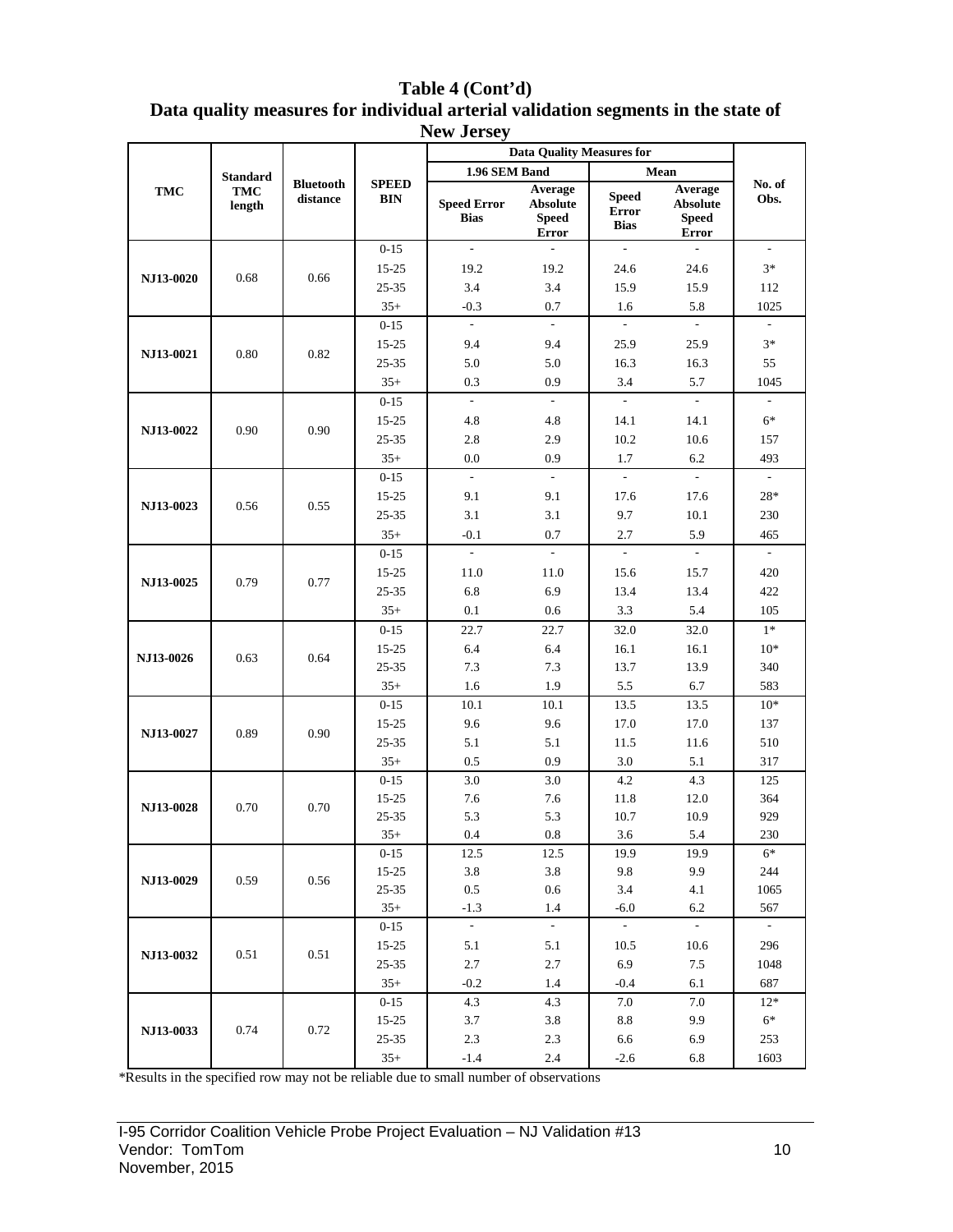**Table 4 (Cont'd)**
**Data quality measures for individual arterial validation segments in the state of New Jersey**

| TMC | Standard TMC length | Bluetooth distance | SPEED BIN | Data Quality Measures for | | | | No. of Obs. |
|---|---|---|---|---|---|---|---|---|
| | | | | 1.96 SEM Band | | Mean | | |
| | | | | Speed Error Bias | Average Absolute Speed Error | Speed Error Bias | Average Absolute Speed Error | |
| NJ13-0020 | 0.68 | 0.66 | 0-15 | - | - | - | - | - |
| | | | 15-25 | 19.2 | 19.2 | 24.6 | 24.6 | 3* |
| | | | 25-35 | 3.4 | 3.4 | 15.9 | 15.9 | 112 |
| | | | 35+ | -0.3 | 0.7 | 1.6 | 5.8 | 1025 |
| NJ13-0021 | 0.80 | 0.82 | 0-15 | - | - | - | - | - |
| | | | 15-25 | 9.4 | 9.4 | 25.9 | 25.9 | 3* |
| | | | 25-35 | 5.0 | 5.0 | 16.3 | 16.3 | 55 |
| | | | 35+ | 0.3 | 0.9 | 3.4 | 5.7 | 1045 |
| NJ13-0022 | 0.90 | 0.90 | 0-15 | - | - | - | - | - |
| | | | 15-25 | 4.8 | 4.8 | 14.1 | 14.1 | 6* |
| | | | 25-35 | 2.8 | 2.9 | 10.2 | 10.6 | 157 |
| | | | 35+ | 0.0 | 0.9 | 1.7 | 6.2 | 493 |
| NJ13-0023 | 0.56 | 0.55 | 0-15 | - | - | - | - | - |
| | | | 15-25 | 9.1 | 9.1 | 17.6 | 17.6 | 28* |
| | | | 25-35 | 3.1 | 3.1 | 9.7 | 10.1 | 230 |
| | | | 35+ | -0.1 | 0.7 | 2.7 | 5.9 | 465 |
| NJ13-0025 | 0.79 | 0.77 | 0-15 | - | - | - | - | - |
| | | | 15-25 | 11.0 | 11.0 | 15.6 | 15.7 | 420 |
| | | | 25-35 | 6.8 | 6.9 | 13.4 | 13.4 | 422 |
| | | | 35+ | 0.1 | 0.6 | 3.3 | 5.4 | 105 |
| NJ13-0026 | 0.63 | 0.64 | 0-15 | 22.7 | 22.7 | 32.0 | 32.0 | 1* |
| | | | 15-25 | 6.4 | 6.4 | 16.1 | 16.1 | 10* |
| | | | 25-35 | 7.3 | 7.3 | 13.7 | 13.9 | 340 |
| | | | 35+ | 1.6 | 1.9 | 5.5 | 6.7 | 583 |
| NJ13-0027 | 0.89 | 0.90 | 0-15 | 10.1 | 10.1 | 13.5 | 13.5 | 10* |
| | | | 15-25 | 9.6 | 9.6 | 17.0 | 17.0 | 137 |
| | | | 25-35 | 5.1 | 5.1 | 11.5 | 11.6 | 510 |
| | | | 35+ | 0.5 | 0.9 | 3.0 | 5.1 | 317 |
| NJ13-0028 | 0.70 | 0.70 | 0-15 | 3.0 | 3.0 | 4.2 | 4.3 | 125 |
| | | | 15-25 | 7.6 | 7.6 | 11.8 | 12.0 | 364 |
| | | | 25-35 | 5.3 | 5.3 | 10.7 | 10.9 | 929 |
| | | | 35+ | 0.4 | 0.8 | 3.6 | 5.4 | 230 |
| NJ13-0029 | 0.59 | 0.56 | 0-15 | 12.5 | 12.5 | 19.9 | 19.9 | 6* |
| | | | 15-25 | 3.8 | 3.8 | 9.8 | 9.9 | 244 |
| | | | 25-35 | 0.5 | 0.6 | 3.4 | 4.1 | 1065 |
| | | | 35+ | -1.3 | 1.4 | -6.0 | 6.2 | 567 |
| NJ13-0032 | 0.51 | 0.51 | 0-15 | - | - | - | - | - |
| | | | 15-25 | 5.1 | 5.1 | 10.5 | 10.6 | 296 |
| | | | 25-35 | 2.7 | 2.7 | 6.9 | 7.5 | 1048 |
| | | | 35+ | -0.2 | 1.4 | -0.4 | 6.1 | 687 |
| NJ13-0033 | 0.74 | 0.72 | 0-15 | 4.3 | 4.3 | 7.0 | 7.0 | 12* |
| | | | 15-25 | 3.7 | 3.8 | 8.8 | 9.9 | 6* |
| | | | 25-35 | 2.3 | 2.3 | 6.6 | 6.9 | 253 |
| | | | 35+ | -1.4 | 2.4 | -2.6 | 6.8 | 1603 |

*Results in the specified row may not be reliable due to small number of observations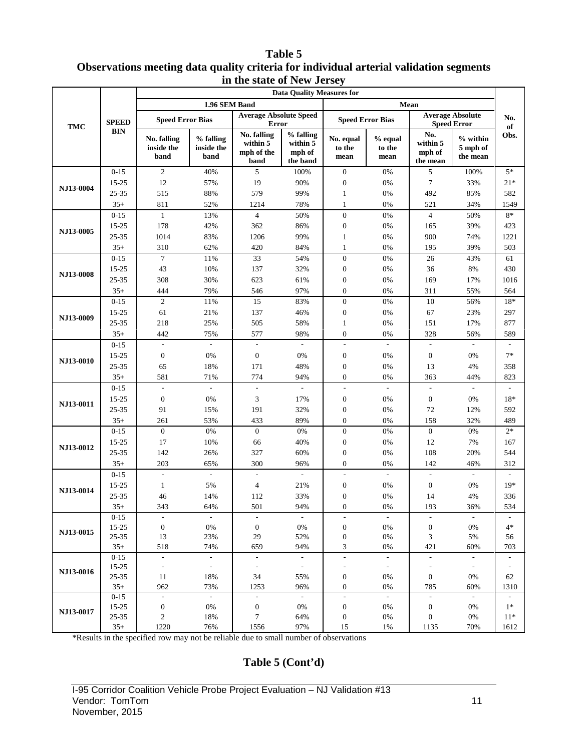**Table 5**
**Observations meeting data quality criteria for individual arterial validation segments in the state of New Jersey**

| TMC | SPEED BIN | Data Quality Measures for | | | | | | | | No. of Obs. |
|---|---|---|---|---|---|---|---|---|---|---|
| | | 1.96 SEM Band | | | | Mean | | | | |
| | | Speed Error Bias | | Average Absolute Speed Error | | Speed Error Bias | | Average Absolute Speed Error | | |
| | | No. falling inside the band | % falling inside the band | No. falling within 5 mph of the band | % falling within 5 mph of the band | No. equal to the mean | % equal to the mean | No. within 5 mph of the mean | % within 5 mph of the mean | |
| NJ13-0004 | 0-15 | 2 | 40% | 5 | 100% | 0 | 0% | 5 | 100% | 5* |
| | 15-25 | 12 | 57% | 19 | 90% | 0 | 0% | 7 | 33% | 21* |
| | 25-35 | 515 | 88% | 579 | 99% | 1 | 0% | 492 | 85% | 582 |
| | 35+ | 811 | 52% | 1214 | 78% | 1 | 0% | 521 | 34% | 1549 |
| NJ13-0005 | 0-15 | 1 | 13% | 4 | 50% | 0 | 0% | 4 | 50% | 8* |
| | 15-25 | 178 | 42% | 362 | 86% | 0 | 0% | 165 | 39% | 423 |
| | 25-35 | 1014 | 83% | 1206 | 99% | 1 | 0% | 900 | 74% | 1221 |
| | 35+ | 310 | 62% | 420 | 84% | 1 | 0% | 195 | 39% | 503 |
| NJ13-0008 | 0-15 | 7 | 11% | 33 | 54% | 0 | 0% | 26 | 43% | 61 |
| | 15-25 | 43 | 10% | 137 | 32% | 0 | 0% | 36 | 8% | 430 |
| | 25-35 | 308 | 30% | 623 | 61% | 0 | 0% | 169 | 17% | 1016 |
| | 35+ | 444 | 79% | 546 | 97% | 0 | 0% | 311 | 55% | 564 |
| NJ13-0009 | 0-15 | 2 | 11% | 15 | 83% | 0 | 0% | 10 | 56% | 18* |
| | 15-25 | 61 | 21% | 137 | 46% | 0 | 0% | 67 | 23% | 297 |
| | 25-35 | 218 | 25% | 505 | 58% | 1 | 0% | 151 | 17% | 877 |
| | 35+ | 442 | 75% | 577 | 98% | 0 | 0% | 328 | 56% | 589 |
| NJ13-0010 | 0-15 | - | - | - | - | - | - | - | - | - |
| | 15-25 | 0 | 0% | 0 | 0% | 0 | 0% | 0 | 0% | 7* |
| | 25-35 | 65 | 18% | 171 | 48% | 0 | 0% | 13 | 4% | 358 |
| | 35+ | 581 | 71% | 774 | 94% | 0 | 0% | 363 | 44% | 823 |
| NJ13-0011 | 0-15 | - | - | - | - | - | - | - | - | - |
| | 15-25 | 0 | 0% | 3 | 17% | 0 | 0% | 0 | 0% | 18* |
| | 25-35 | 91 | 15% | 191 | 32% | 0 | 0% | 72 | 12% | 592 |
| | 35+ | 261 | 53% | 433 | 89% | 0 | 0% | 158 | 32% | 489 |
| NJ13-0012 | 0-15 | 0 | 0% | 0 | 0% | 0 | 0% | 0 | 0% | 2* |
| | 15-25 | 17 | 10% | 66 | 40% | 0 | 0% | 12 | 7% | 167 |
| | 25-35 | 142 | 26% | 327 | 60% | 0 | 0% | 108 | 20% | 544 |
| | 35+ | 203 | 65% | 300 | 96% | 0 | 0% | 142 | 46% | 312 |
| NJ13-0014 | 0-15 | - | - | - | - | - | - | - | - | - |
| | 15-25 | 1 | 5% | 4 | 21% | 0 | 0% | 0 | 0% | 19* |
| | 25-35 | 46 | 14% | 112 | 33% | 0 | 0% | 14 | 4% | 336 |
| | 35+ | 343 | 64% | 501 | 94% | 0 | 0% | 193 | 36% | 534 |
| NJ13-0015 | 0-15 | - | - | - | - | - | - | - | - | - |
| | 15-25 | 0 | 0% | 0 | 0% | 0 | 0% | 0 | 0% | 4* |
| | 25-35 | 13 | 23% | 29 | 52% | 0 | 0% | 3 | 5% | 56 |
| | 35+ | 518 | 74% | 659 | 94% | 3 | 0% | 421 | 60% | 703 |
| NJ13-0016 | 0-15 | - | - | - | - | - | - | - | - | - |
| | 15-25 | - | - | - | - | - | - | - | - | - |
| | 25-35 | 11 | 18% | 34 | 55% | 0 | 0% | 0 | 0% | 62 |
| | 35+ | 962 | 73% | 1253 | 96% | 0 | 0% | 785 | 60% | 1310 |
| NJ13-0017 | 0-15 | - | - | - | - | - | - | - | - | - |
| | 15-25 | 0 | 0% | 0 | 0% | 0 | 0% | 0 | 0% | 1* |
| | 25-35 | 2 | 18% | 7 | 64% | 0 | 0% | 0 | 0% | 11* |
| | 35+ | 1220 | 76% | 1556 | 97% | 15 | 1% | 1135 | 70% | 1612 |

*Results in the specified row may not be reliable due to small number of observations

**Table 5 (Cont'd)**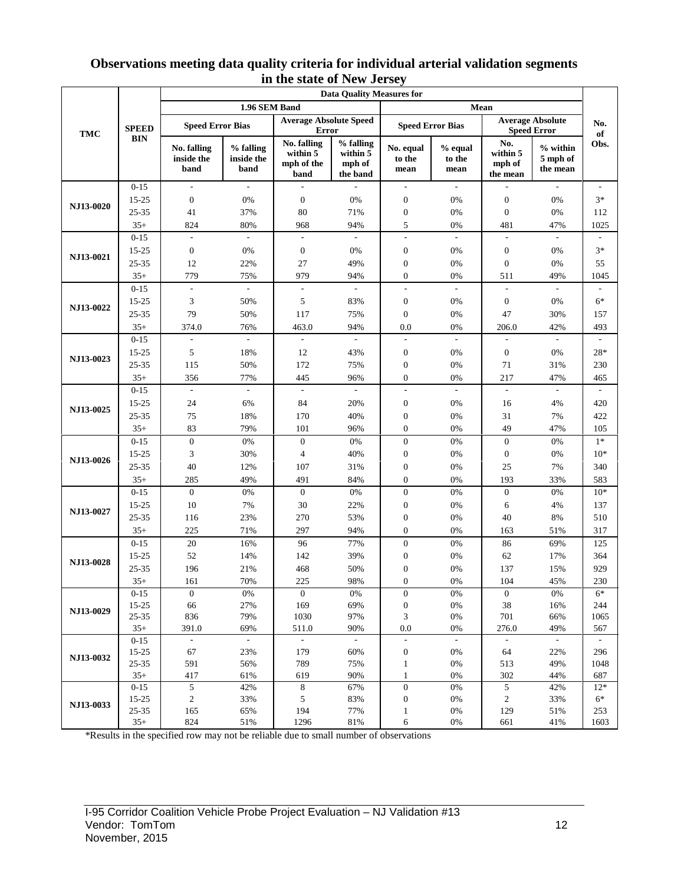## Observations meeting data quality criteria for individual arterial validation segments in the state of New Jersey

| TMC | SPEED BIN | Data Quality Measures for | | | | | | | | No. of Obs. |
|---|---|---|---|---|---|---|---|---|---|---|
| | | 1.96 SEM Band | | | | Mean | | | | |
| | | Speed Error Bias | | Average Absolute Speed Error | | Speed Error Bias | | Average Absolute Speed Error | | |
| | | No. falling inside the band | % falling inside the band | No. falling within 5 mph of the band | % falling within 5 mph of the band | No. equal to the mean | % equal to the mean | No. within 5 mph of the mean | % within 5 mph of the mean | |
| NJ13-0020 | 0-15 | - | - | - | - | - | - | - | - | - |
| | 15-25 | 0 | 0% | 0 | 0% | 0 | 0% | 0 | 0% | 3* |
| | 25-35 | 41 | 37% | 80 | 71% | 0 | 0% | 0 | 0% | 112 |
| | 35+ | 824 | 80% | 968 | 94% | 5 | 0% | 481 | 47% | 1025 |
| NJ13-0021 | 0-15 | - | - | - | - | - | - | - | - | - |
| | 15-25 | 0 | 0% | 0 | 0% | 0 | 0% | 0 | 0% | 3* |
| | 25-35 | 12 | 22% | 27 | 49% | 0 | 0% | 0 | 0% | 55 |
| | 35+ | 779 | 75% | 979 | 94% | 0 | 0% | 511 | 49% | 1045 |
| NJ13-0022 | 0-15 | - | - | - | - | - | - | - | - | - |
| | 15-25 | 3 | 50% | 5 | 83% | 0 | 0% | 0 | 0% | 6* |
| | 25-35 | 79 | 50% | 117 | 75% | 0 | 0% | 47 | 30% | 157 |
| | 35+ | 374.0 | 76% | 463.0 | 94% | 0.0 | 0% | 206.0 | 42% | 493 |
| NJ13-0023 | 0-15 | - | - | - | - | - | - | - | - | - |
| | 15-25 | 5 | 18% | 12 | 43% | 0 | 0% | 0 | 0% | 28* |
| | 25-35 | 115 | 50% | 172 | 75% | 0 | 0% | 71 | 31% | 230 |
| | 35+ | 356 | 77% | 445 | 96% | 0 | 0% | 217 | 47% | 465 |
| NJ13-0025 | 0-15 | - | - | - | - | - | - | - | - | - |
| | 15-25 | 24 | 6% | 84 | 20% | 0 | 0% | 16 | 4% | 420 |
| | 25-35 | 75 | 18% | 170 | 40% | 0 | 0% | 31 | 7% | 422 |
| | 35+ | 83 | 79% | 101 | 96% | 0 | 0% | 49 | 47% | 105 |
| NJ13-0026 | 0-15 | 0 | 0% | 0 | 0% | 0 | 0% | 0 | 0% | 1* |
| | 15-25 | 3 | 30% | 4 | 40% | 0 | 0% | 0 | 0% | 10* |
| | 25-35 | 40 | 12% | 107 | 31% | 0 | 0% | 25 | 7% | 340 |
| | 35+ | 285 | 49% | 491 | 84% | 0 | 0% | 193 | 33% | 583 |
| NJ13-0027 | 0-15 | 0 | 0% | 0 | 0% | 0 | 0% | 0 | 0% | 10* |
| | 15-25 | 10 | 7% | 30 | 22% | 0 | 0% | 6 | 4% | 137 |
| | 25-35 | 116 | 23% | 270 | 53% | 0 | 0% | 40 | 8% | 510 |
| | 35+ | 225 | 71% | 297 | 94% | 0 | 0% | 163 | 51% | 317 |
| NJ13-0028 | 0-15 | 20 | 16% | 96 | 77% | 0 | 0% | 86 | 69% | 125 |
| | 15-25 | 52 | 14% | 142 | 39% | 0 | 0% | 62 | 17% | 364 |
| | 25-35 | 196 | 21% | 468 | 50% | 0 | 0% | 137 | 15% | 929 |
| | 35+ | 161 | 70% | 225 | 98% | 0 | 0% | 104 | 45% | 230 |
| NJ13-0029 | 0-15 | 0 | 0% | 0 | 0% | 0 | 0% | 0 | 0% | 6* |
| | 15-25 | 66 | 27% | 169 | 69% | 0 | 0% | 38 | 16% | 244 |
| | 25-35 | 836 | 79% | 1030 | 97% | 3 | 0% | 701 | 66% | 1065 |
| | 35+ | 391.0 | 69% | 511.0 | 90% | 0.0 | 0% | 276.0 | 49% | 567 |
| NJ13-0032 | 0-15 | - | - | - | - | - | - | - | - | - |
| | 15-25 | 67 | 23% | 179 | 60% | 0 | 0% | 64 | 22% | 296 |
| | 25-35 | 591 | 56% | 789 | 75% | 1 | 0% | 513 | 49% | 1048 |
| | 35+ | 417 | 61% | 619 | 90% | 1 | 0% | 302 | 44% | 687 |
| NJ13-0033 | 0-15 | 5 | 42% | 8 | 67% | 0 | 0% | 5 | 42% | 12* |
| | 15-25 | 2 | 33% | 5 | 83% | 0 | 0% | 2 | 33% | 6* |
| | 25-35 | 165 | 65% | 194 | 77% | 1 | 0% | 129 | 51% | 253 |
| | 35+ | 824 | 51% | 1296 | 81% | 6 | 0% | 661 | 41% | 1603 |

*Results in the specified row may not be reliable due to small number of observations